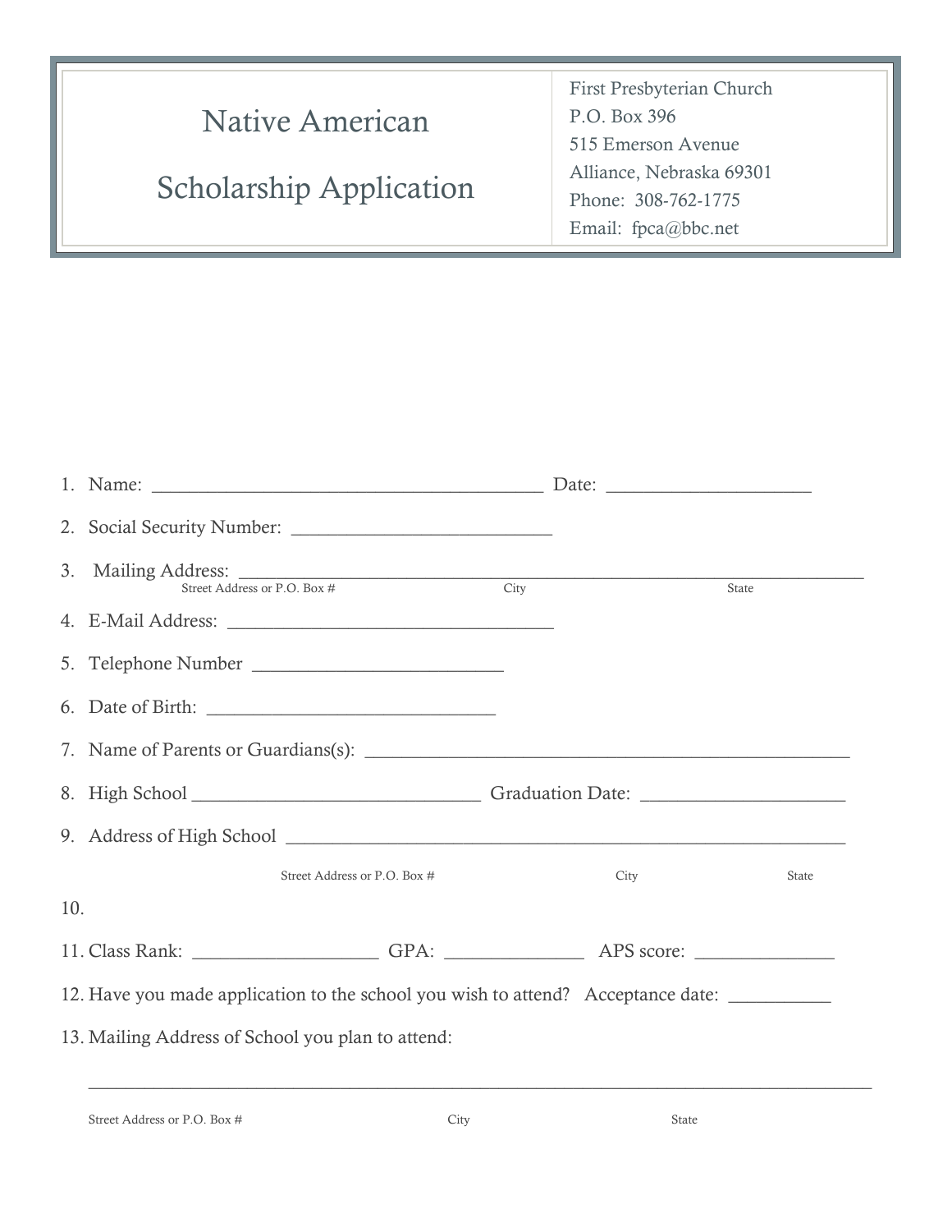# Native American Scholarship Application

First Presbyterian Church
P.O. Box 396
515 Emerson Avenue
Alliance, Nebraska 69301
Phone: 308-762-1775
Email: fpca@bbc.net

1. Name: ________________________________________ Date: ____________________
2. Social Security Number: ___________________________
3. Mailing Address: ________________________________________________________________
   Street Address or P.O. Box # City State
4. E-Mail Address: __________________________________
5. Telephone Number __________________________
6. Date of Birth: ______________________________
7. Name of Parents or Guardians(s): ___________________________________________________
8. High School ______________________________ Graduation Date: ____________________
9. Address of High School _______________________________________________________
   Street Address or P.O. Box # City State
10.
11. Class Rank: _________________ GPA: _____________ APS score: _____________
12. Have you made application to the school you wish to attend? Acceptance date: __________
13. Mailing Address of School you plan to attend:

    ______________________________________________________________________________
    Street Address or P.O. Box # City State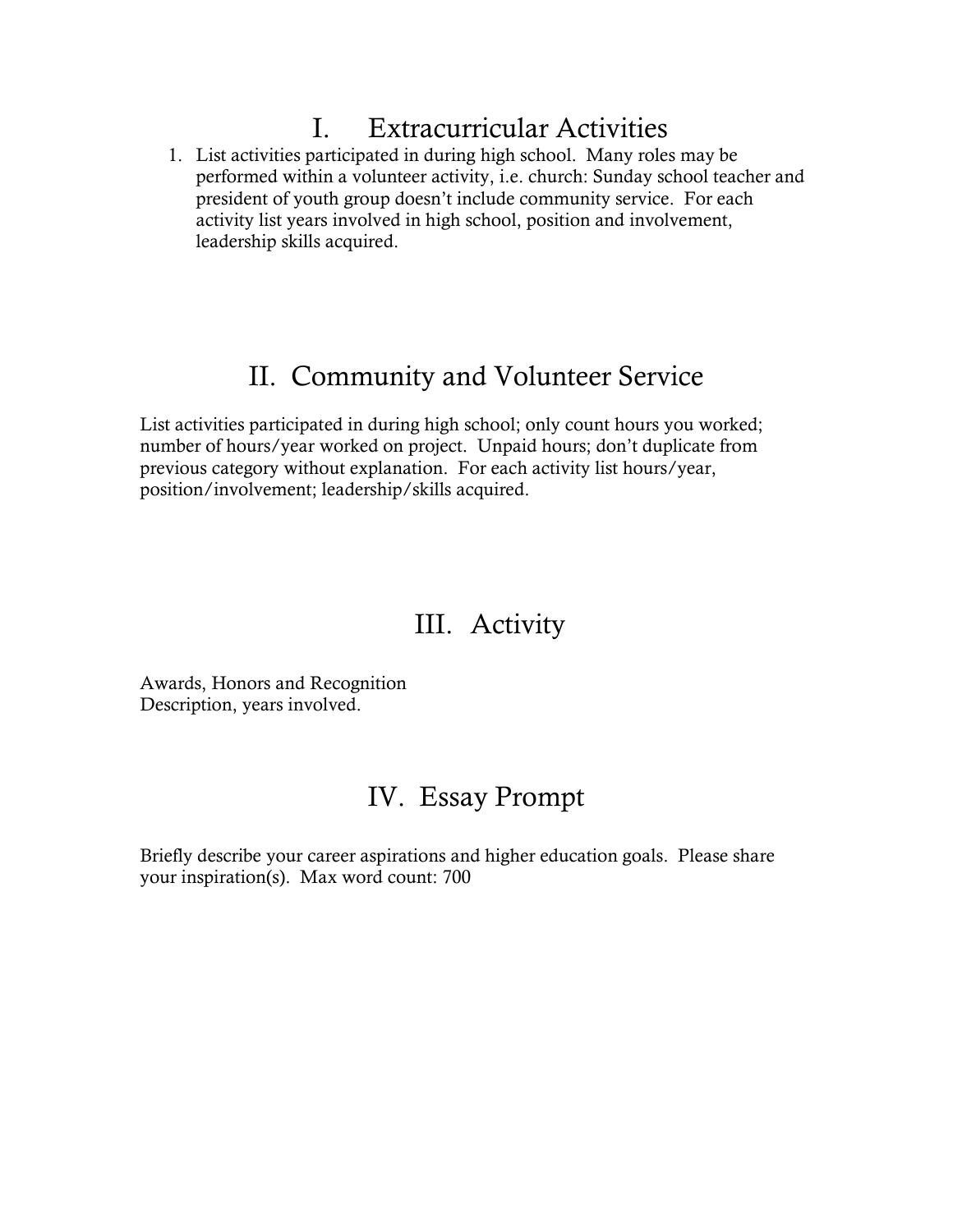# I. Extracurricular Activities

1. List activities participated in during high school. Many roles may be performed within a volunteer activity, i.e. church: Sunday school teacher and president of youth group doesn't include community service. For each activity list years involved in high school, position and involvement, leadership skills acquired.

# II. Community and Volunteer Service

List activities participated in during high school; only count hours you worked; number of hours/year worked on project. Unpaid hours; don't duplicate from previous category without explanation. For each activity list hours/year, position/involvement; leadership/skills acquired.

# III. Activity

Awards, Honors and Recognition
Description, years involved.

# IV. Essay Prompt

Briefly describe your career aspirations and higher education goals. Please share your inspiration(s). Max word count: 700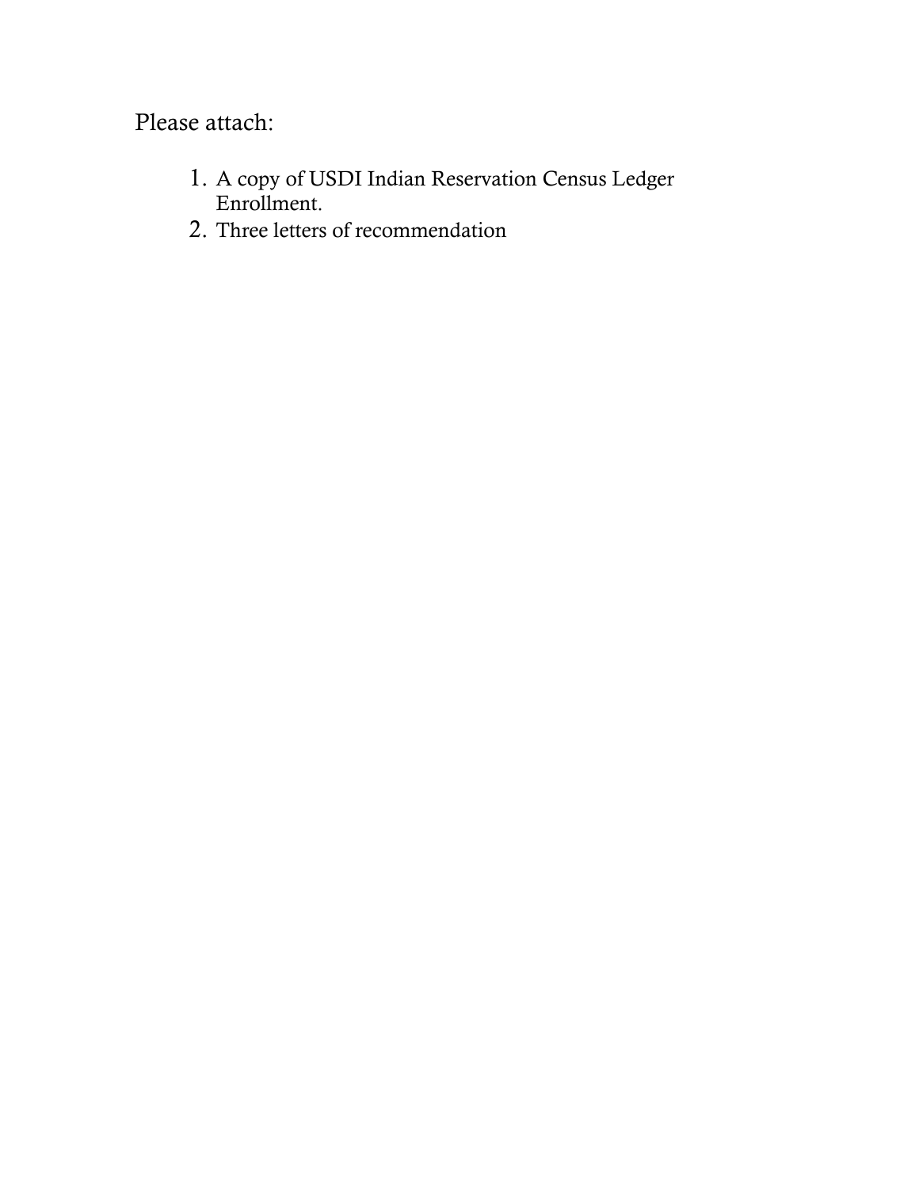Please attach:

1. A copy of USDI Indian Reservation Census Ledger Enrollment.
2. Three letters of recommendation